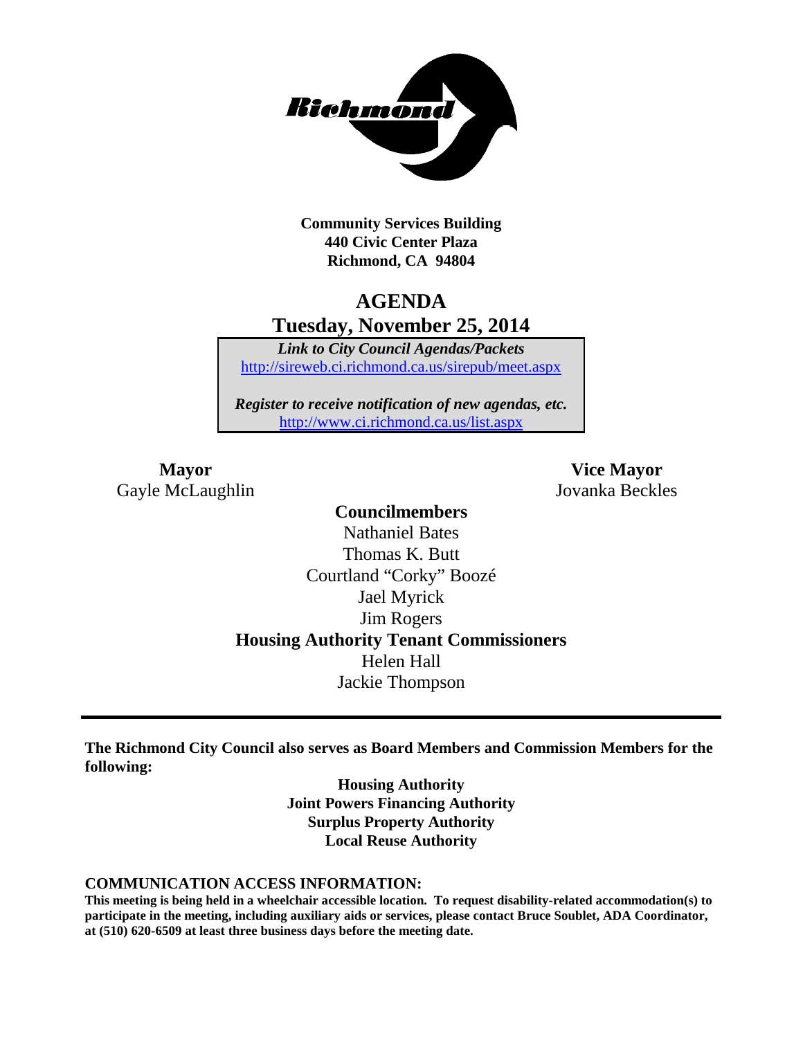**Community Services Building**
**440 Civic Center Plaza**
**Richmond, CA 94804**

# AGENDA
## Tuesday, November 25, 2014

***Link to City Council Agendas/Packets***
http://sireweb.ci.richmond.ca.us/sirepub/meet.aspx

***Register to receive notification of new agendas, etc.***
http://www.ci.richmond.ca.us/list.aspx

**Mayor**
Gayle McLaughlin

**Vice Mayor**
Jovanka Beckles

**Councilmembers**
Nathaniel Bates
Thomas K. Butt
Courtland "Corky" Boozé
Jael Myrick
Jim Rogers

**Housing Authority Tenant Commissioners**
Helen Hall
Jackie Thompson

---

**The Richmond City Council also serves as Board Members and Commission Members for the following:**

**Housing Authority**
**Joint Powers Financing Authority**
**Surplus Property Authority**
**Local Reuse Authority**

**COMMUNICATION ACCESS INFORMATION:**
**This meeting is being held in a wheelchair accessible location. To request disability-related accommodation(s) to participate in the meeting, including auxiliary aids or services, please contact Bruce Soublet, ADA Coordinator, at (510) 620-6509 at least three business days before the meeting date.**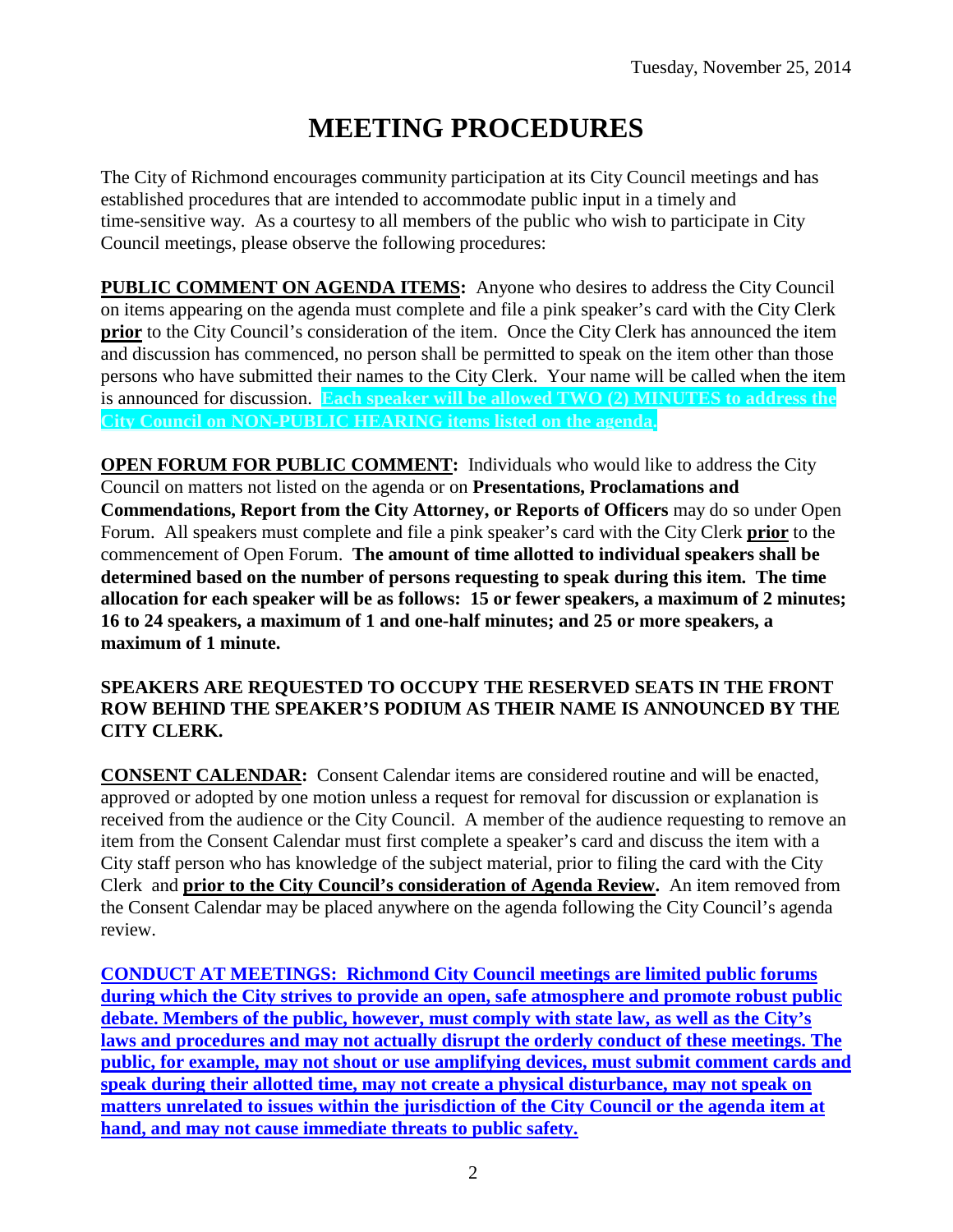Tuesday, November 25, 2014

# MEETING PROCEDURES

The City of Richmond encourages community participation at its City Council meetings and has established procedures that are intended to accommodate public input in a timely and time-sensitive way. As a courtesy to all members of the public who wish to participate in City Council meetings, please observe the following procedures:

**PUBLIC COMMENT ON AGENDA ITEMS:** Anyone who desires to address the City Council on items appearing on the agenda must complete and file a pink speaker's card with the City Clerk **prior** to the City Council's consideration of the item. Once the City Clerk has announced the item and discussion has commenced, no person shall be permitted to speak on the item other than those persons who have submitted their names to the City Clerk. Your name will be called when the item is announced for discussion. **Each speaker will be allowed TWO (2) MINUTES to address the City Council on NON-PUBLIC HEARING items listed on the agenda.**

**OPEN FORUM FOR PUBLIC COMMENT:** Individuals who would like to address the City Council on matters not listed on the agenda or on **Presentations, Proclamations and Commendations, Report from the City Attorney, or Reports of Officers** may do so under Open Forum. All speakers must complete and file a pink speaker's card with the City Clerk **prior** to the commencement of Open Forum. **The amount of time allotted to individual speakers shall be determined based on the number of persons requesting to speak during this item. The time allocation for each speaker will be as follows: 15 or fewer speakers, a maximum of 2 minutes; 16 to 24 speakers, a maximum of 1 and one-half minutes; and 25 or more speakers, a maximum of 1 minute.**

**SPEAKERS ARE REQUESTED TO OCCUPY THE RESERVED SEATS IN THE FRONT ROW BEHIND THE SPEAKER'S PODIUM AS THEIR NAME IS ANNOUNCED BY THE CITY CLERK.**

**CONSENT CALENDAR:** Consent Calendar items are considered routine and will be enacted, approved or adopted by one motion unless a request for removal for discussion or explanation is received from the audience or the City Council. A member of the audience requesting to remove an item from the Consent Calendar must first complete a speaker's card and discuss the item with a City staff person who has knowledge of the subject material, prior to filing the card with the City Clerk and **prior to the City Council's consideration of Agenda Review.** An item removed from the Consent Calendar may be placed anywhere on the agenda following the City Council's agenda review.

**CONDUCT AT MEETINGS: Richmond City Council meetings are limited public forums during which the City strives to provide an open, safe atmosphere and promote robust public debate. Members of the public, however, must comply with state law, as well as the City's laws and procedures and may not actually disrupt the orderly conduct of these meetings. The public, for example, may not shout or use amplifying devices, must submit comment cards and speak during their allotted time, may not create a physical disturbance, may not speak on matters unrelated to issues within the jurisdiction of the City Council or the agenda item at hand, and may not cause immediate threats to public safety.**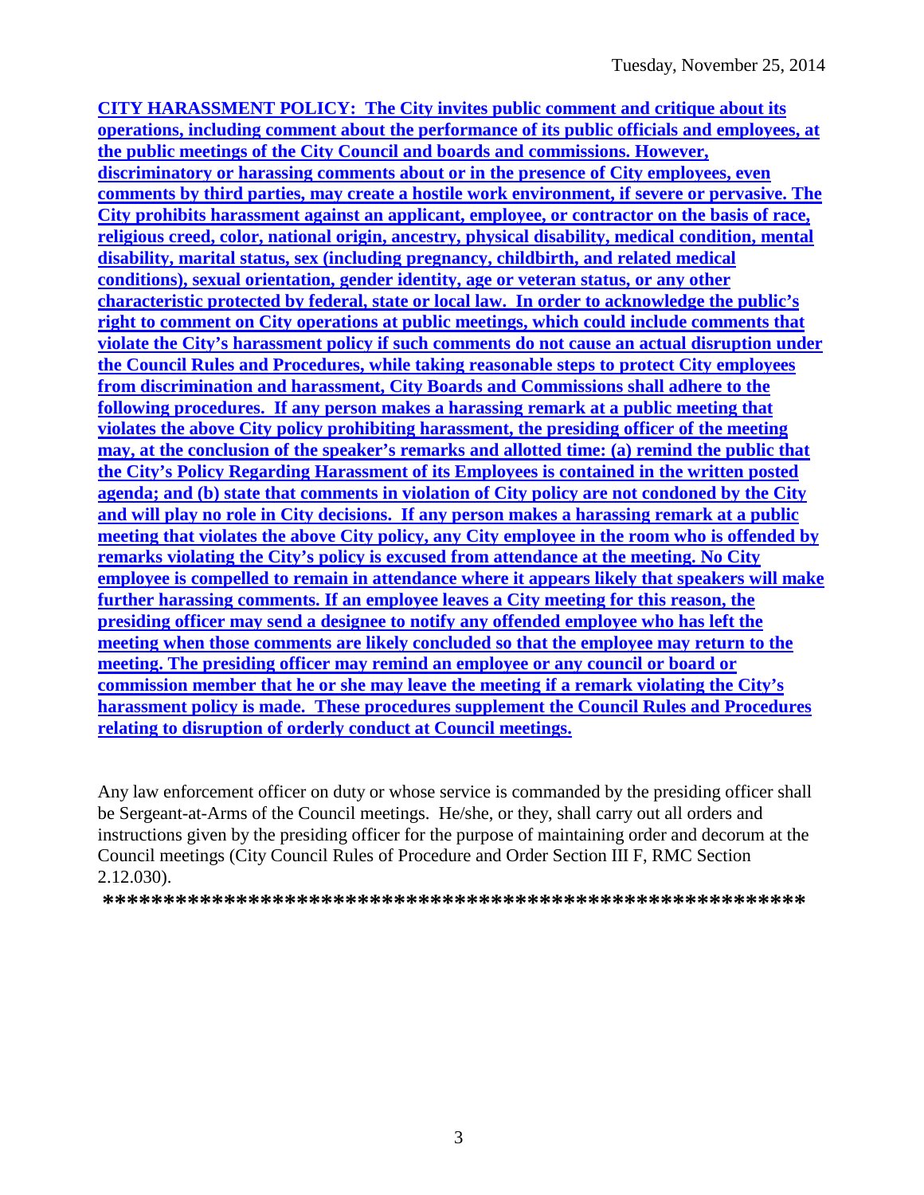**CITY HARASSMENT POLICY: The City invites public comment and critique about its operations, including comment about the performance of its public officials and employees, at the public meetings of the City Council and boards and commissions. However, discriminatory or harassing comments about or in the presence of City employees, even comments by third parties, may create a hostile work environment, if severe or pervasive. The City prohibits harassment against an applicant, employee, or contractor on the basis of race, religious creed, color, national origin, ancestry, physical disability, medical condition, mental disability, marital status, sex (including pregnancy, childbirth, and related medical conditions), sexual orientation, gender identity, age or veteran status, or any other characteristic protected by federal, state or local law. In order to acknowledge the public's right to comment on City operations at public meetings, which could include comments that violate the City's harassment policy if such comments do not cause an actual disruption under the Council Rules and Procedures, while taking reasonable steps to protect City employees from discrimination and harassment, City Boards and Commissions shall adhere to the following procedures. If any person makes a harassing remark at a public meeting that violates the above City policy prohibiting harassment, the presiding officer of the meeting may, at the conclusion of the speaker's remarks and allotted time: (a) remind the public that the City's Policy Regarding Harassment of its Employees is contained in the written posted agenda; and (b) state that comments in violation of City policy are not condoned by the City and will play no role in City decisions. If any person makes a harassing remark at a public meeting that violates the above City policy, any City employee in the room who is offended by remarks violating the City's policy is excused from attendance at the meeting. No City employee is compelled to remain in attendance where it appears likely that speakers will make further harassing comments. If an employee leaves a City meeting for this reason, the presiding officer may send a designee to notify any offended employee who has left the meeting when those comments are likely concluded so that the employee may return to the meeting. The presiding officer may remind an employee or any council or board or commission member that he or she may leave the meeting if a remark violating the City's harassment policy is made. These procedures supplement the Council Rules and Procedures relating to disruption of orderly conduct at Council meetings.**

Any law enforcement officer on duty or whose service is commanded by the presiding officer shall be Sergeant-at-Arms of the Council meetings. He/she, or they, shall carry out all orders and instructions given by the presiding officer for the purpose of maintaining order and decorum at the Council meetings (City Council Rules of Procedure and Order Section III F, RMC Section 2.12.030).

**************************************************************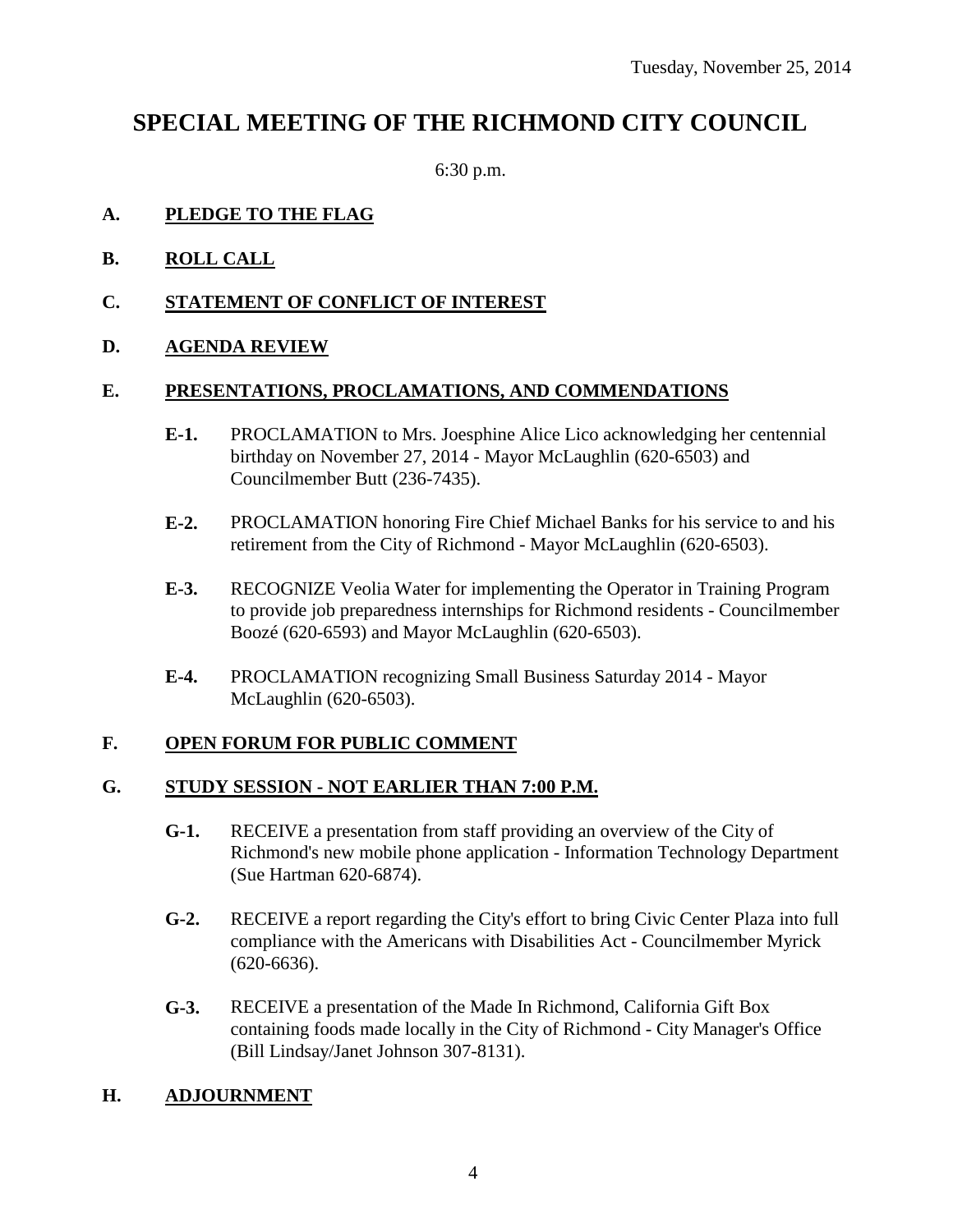Tuesday, November 25, 2014

# SPECIAL MEETING OF THE RICHMOND CITY COUNCIL

6:30 p.m.

**A. PLEDGE TO THE FLAG**

**B. ROLL CALL**

**C. STATEMENT OF CONFLICT OF INTEREST**

**D. AGENDA REVIEW**

**E. PRESENTATIONS, PROCLAMATIONS, AND COMMENDATIONS**

**E-1.** PROCLAMATION to Mrs. Joesphine Alice Lico acknowledging her centennial birthday on November 27, 2014 - Mayor McLaughlin (620-6503) and Councilmember Butt (236-7435).

**E-2.** PROCLAMATION honoring Fire Chief Michael Banks for his service to and his retirement from the City of Richmond - Mayor McLaughlin (620-6503).

**E-3.** RECOGNIZE Veolia Water for implementing the Operator in Training Program to provide job preparedness internships for Richmond residents - Councilmember Boozé (620-6593) and Mayor McLaughlin (620-6503).

**E-4.** PROCLAMATION recognizing Small Business Saturday 2014 - Mayor McLaughlin (620-6503).

**F. OPEN FORUM FOR PUBLIC COMMENT**

**G. STUDY SESSION - NOT EARLIER THAN 7:00 P.M.**

**G-1.** RECEIVE a presentation from staff providing an overview of the City of Richmond's new mobile phone application - Information Technology Department (Sue Hartman 620-6874).

**G-2.** RECEIVE a report regarding the City's effort to bring Civic Center Plaza into full compliance with the Americans with Disabilities Act - Councilmember Myrick (620-6636).

**G-3.** RECEIVE a presentation of the Made In Richmond, California Gift Box containing foods made locally in the City of Richmond - City Manager's Office (Bill Lindsay/Janet Johnson 307-8131).

**H. ADJOURNMENT**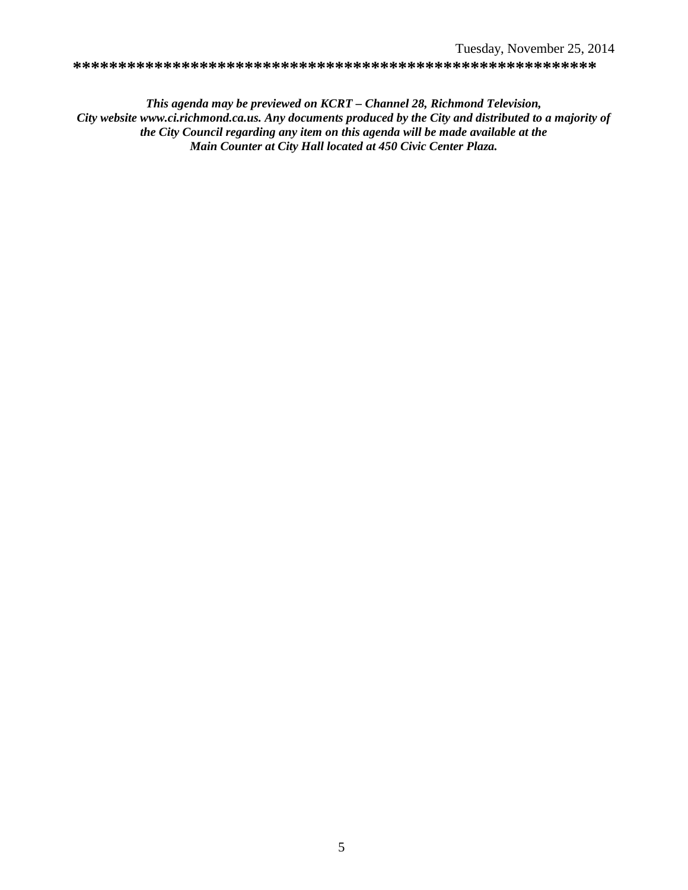*********************************************************

***This agenda may be previewed on KCRT – Channel 28, Richmond Television, City website www.ci.richmond.ca.us. Any documents produced by the City and distributed to a majority of the City Council regarding any item on this agenda will be made available at the Main Counter at City Hall located at 450 Civic Center Plaza.***